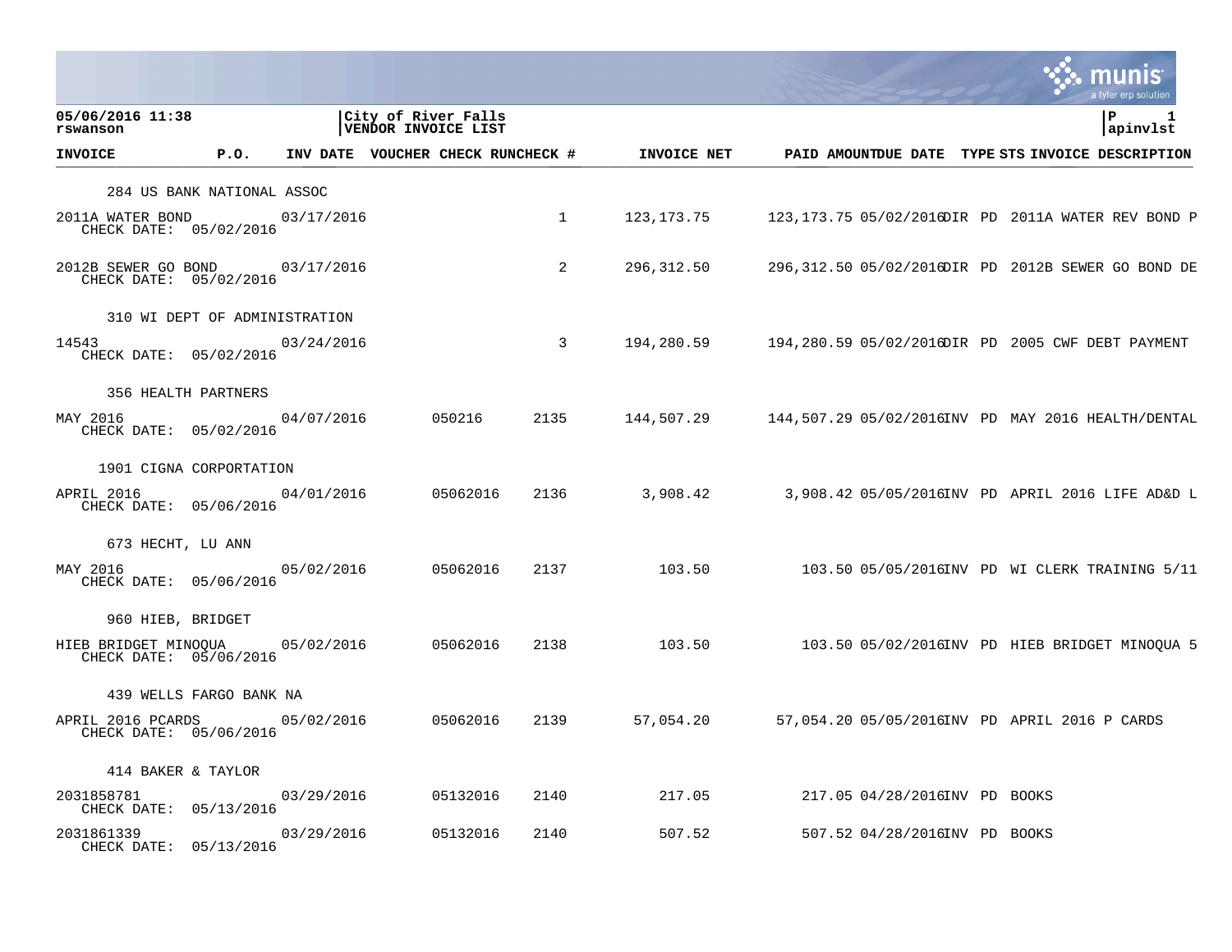05/06/2016 11:38
rswanson

City of River Falls
VENDOR INVOICE LIST

P 1
apinvlst

| INVOICE | P.O. | INV DATE | VOUCHER | CHECK RUN | CHECK # | INVOICE NET | PAID AMOUNT | DUE DATE | TYPE | STS | INVOICE DESCRIPTION |
|---|---|---|---|---|---|---|---|---|---|---|---|
| 284 US BANK NATIONAL ASSOC | | | | | | | | | | | |
| 2011A WATER BOND CHECK DATE: 05/02/2016 | | 03/17/2016 | | | 1 | 123,173.75 | 123,173.75 | 05/02/2016 | DIR | PD | 2011A WATER REV BOND P |
| 2012B SEWER GO BOND CHECK DATE: 05/02/2016 | | 03/17/2016 | | | 2 | 296,312.50 | 296,312.50 | 05/02/2016 | DIR | PD | 2012B SEWER GO BOND DE |
| 310 WI DEPT OF ADMINISTRATION | | | | | | | | | | | |
| 14543 CHECK DATE: 05/02/2016 | | 03/24/2016 | | | 3 | 194,280.59 | 194,280.59 | 05/02/2016 | DIR | PD | 2005 CWF DEBT PAYMENT |
| 356 HEALTH PARTNERS | | | | | | | | | | | |
| MAY 2016 CHECK DATE: 05/02/2016 | | 04/07/2016 | | 050216 | 2135 | 144,507.29 | 144,507.29 | 05/02/2016 | INV | PD | MAY 2016 HEALTH/DENTAL |
| 1901 CIGNA CORPORTATION | | | | | | | | | | | |
| APRIL 2016 CHECK DATE: 05/06/2016 | | 04/01/2016 | | 05062016 | 2136 | 3,908.42 | 3,908.42 | 05/05/2016 | INV | PD | APRIL 2016 LIFE AD&D L |
| 673 HECHT, LU ANN | | | | | | | | | | | |
| MAY 2016 CHECK DATE: 05/06/2016 | | 05/02/2016 | | 05062016 | 2137 | 103.50 | 103.50 | 05/05/2016 | INV | PD | WI CLERK TRAINING 5/11 |
| 960 HIEB, BRIDGET | | | | | | | | | | | |
| HIEB BRIDGET MINOQUA CHECK DATE: 05/06/2016 | | 05/02/2016 | | 05062016 | 2138 | 103.50 | 103.50 | 05/02/2016 | INV | PD | HIEB BRIDGET MINOQUA 5 |
| 439 WELLS FARGO BANK NA | | | | | | | | | | | |
| APRIL 2016 PCARDS CHECK DATE: 05/06/2016 | | 05/02/2016 | | 05062016 | 2139 | 57,054.20 | 57,054.20 | 05/05/2016 | INV | PD | APRIL 2016 P CARDS |
| 414 BAKER & TAYLOR | | | | | | | | | | | |
| 2031858781 CHECK DATE: 05/13/2016 | | 03/29/2016 | | 05132016 | 2140 | 217.05 | 217.05 | 04/28/2016 | INV | PD | BOOKS |
| 2031861339 CHECK DATE: 05/13/2016 | | 03/29/2016 | | 05132016 | 2140 | 507.52 | 507.52 | 04/28/2016 | INV | PD | BOOKS |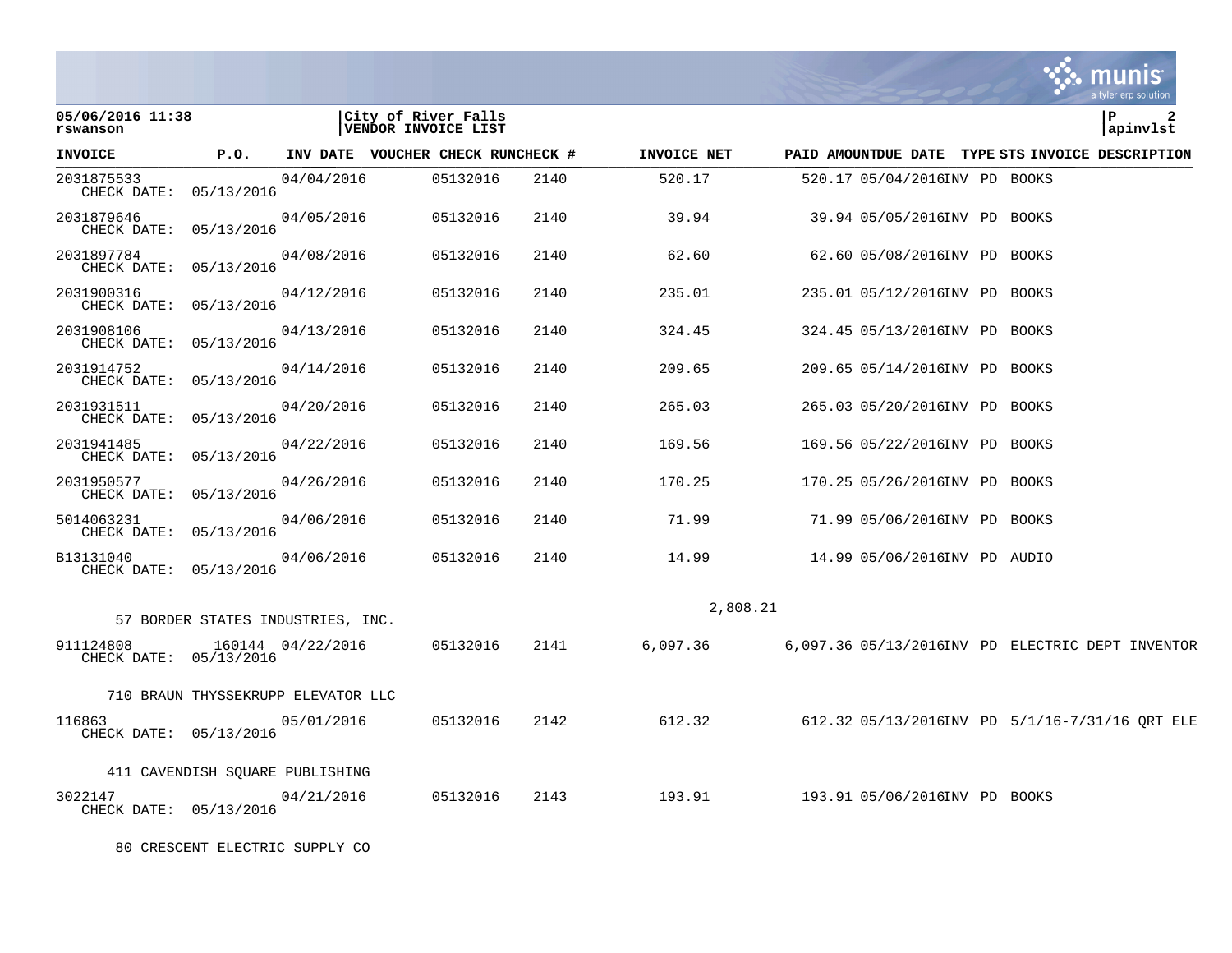05/06/2016 11:38
rswanson

City of River Falls
VENDOR INVOICE LIST

apinvlst

| INVOICE | P.O. | INV DATE | VOUCHER | CHECK RUN | CHECK # | INVOICE NET | PAID AMOUNT | DUE DATE | TYPE | STS | INVOICE DESCRIPTION |
|---|---|---|---|---|---|---|---|---|---|---|---|
| 2031875533 CHECK DATE: 05/13/2016 | | 04/04/2016 | | 05132016 | 2140 | 520.17 | 520.17 | 05/04/2016 | INV | PD | BOOKS |
| 2031879646 CHECK DATE: 05/13/2016 | | 04/05/2016 | | 05132016 | 2140 | 39.94 | 39.94 | 05/05/2016 | INV | PD | BOOKS |
| 2031897784 CHECK DATE: 05/13/2016 | | 04/08/2016 | | 05132016 | 2140 | 62.60 | 62.60 | 05/08/2016 | INV | PD | BOOKS |
| 2031900316 CHECK DATE: 05/13/2016 | | 04/12/2016 | | 05132016 | 2140 | 235.01 | 235.01 | 05/12/2016 | INV | PD | BOOKS |
| 2031908106 CHECK DATE: 05/13/2016 | | 04/13/2016 | | 05132016 | 2140 | 324.45 | 324.45 | 05/13/2016 | INV | PD | BOOKS |
| 2031914752 CHECK DATE: 05/13/2016 | | 04/14/2016 | | 05132016 | 2140 | 209.65 | 209.65 | 05/14/2016 | INV | PD | BOOKS |
| 2031931511 CHECK DATE: 05/13/2016 | | 04/20/2016 | | 05132016 | 2140 | 265.03 | 265.03 | 05/20/2016 | INV | PD | BOOKS |
| 2031941485 CHECK DATE: 05/13/2016 | | 04/22/2016 | | 05132016 | 2140 | 169.56 | 169.56 | 05/22/2016 | INV | PD | BOOKS |
| 2031950577 CHECK DATE: 05/13/2016 | | 04/26/2016 | | 05132016 | 2140 | 170.25 | 170.25 | 05/26/2016 | INV | PD | BOOKS |
| 5014063231 CHECK DATE: 05/13/2016 | | 04/06/2016 | | 05132016 | 2140 | 71.99 | 71.99 | 05/06/2016 | INV | PD | BOOKS |
| B13131040 CHECK DATE: 05/13/2016 | | 04/06/2016 | | 05132016 | 2140 | 14.99 | 14.99 | 05/06/2016 | INV | PD | AUDIO |
| | | | | | | 2,808.21 | | | | | |
| **57 BORDER STATES INDUSTRIES, INC.** | | | | | | | | | | | |
| 911124808 CHECK DATE: 05/13/2016 | 160144 | 04/22/2016 | | 05132016 | 2141 | 6,097.36 | 6,097.36 | 05/13/2016 | INV | PD | ELECTRIC DEPT INVENTOR |
| **710 BRAUN THYSSEKRUPP ELEVATOR LLC** | | | | | | | | | | | |
| 116863 CHECK DATE: 05/13/2016 | | 05/01/2016 | | 05132016 | 2142 | 612.32 | 612.32 | 05/13/2016 | INV | PD | 5/1/16-7/31/16 QRT ELE |
| **411 CAVENDISH SQUARE PUBLISHING** | | | | | | | | | | | |
| 3022147 CHECK DATE: 05/13/2016 | | 04/21/2016 | | 05132016 | 2143 | 193.91 | 193.91 | 05/06/2016 | INV | PD | BOOKS |
| **80 CRESCENT ELECTRIC SUPPLY CO** | | | | | | | | | | | |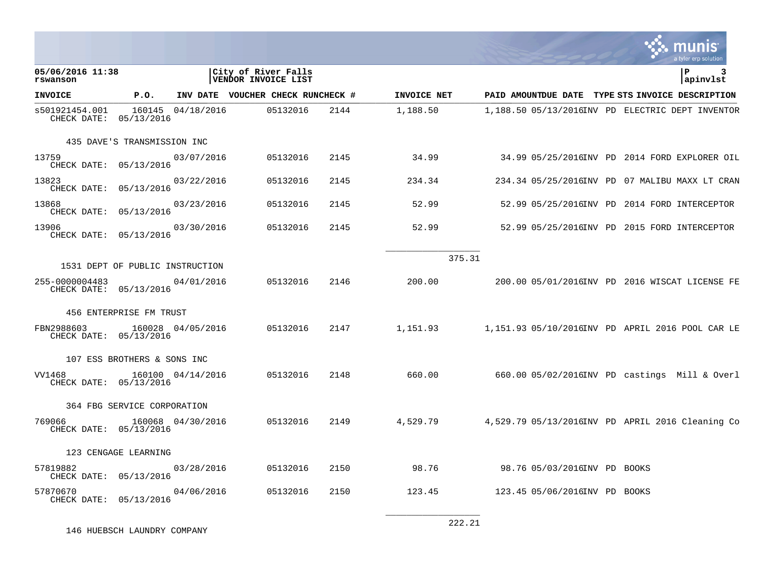| INVOICE | P.O. | INV DATE | VOUCHER | CHECK RUN | CHECK # | INVOICE NET | PAID AMOUNT | DUE DATE | TYPE | STS | INVOICE DESCRIPTION |
|---|---|---|---|---|---|---|---|---|---|---|---|
| s501921454.001 CHECK DATE: 05/13/2016 | 160145 | 04/18/2016 | | 05132016 | 2144 | 1,188.50 | 1,188.50 | 05/13/2016 | INV | PD | ELECTRIC DEPT INVENTOR |
| **435 DAVE'S TRANSMISSION INC** | | | | | | | | | | | |
| 13759 CHECK DATE: 05/13/2016 | | 03/07/2016 | | 05132016 | 2145 | 34.99 | 34.99 | 05/25/2016 | INV | PD | 2014 FORD EXPLORER OIL |
| 13823 CHECK DATE: 05/13/2016 | | 03/22/2016 | | 05132016 | 2145 | 234.34 | 234.34 | 05/25/2016 | INV | PD | 07 MALIBU MAXX LT CRAN |
| 13868 CHECK DATE: 05/13/2016 | | 03/23/2016 | | 05132016 | 2145 | 52.99 | 52.99 | 05/25/2016 | INV | PD | 2014 FORD INTERCEPTOR |
| 13906 CHECK DATE: 05/13/2016 | | 03/30/2016 | | 05132016 | 2145 | 52.99 | 52.99 | 05/25/2016 | INV | PD | 2015 FORD INTERCEPTOR |
| | | | | | | 375.31 | | | | | |
| **1531 DEPT OF PUBLIC INSTRUCTION** | | | | | | | | | | | |
| 255-0000004483 CHECK DATE: 05/13/2016 | | 04/01/2016 | | 05132016 | 2146 | 200.00 | 200.00 | 05/01/2016 | INV | PD | 2016 WISCAT LICENSE FE |
| **456 ENTERPRISE FM TRUST** | | | | | | | | | | | |
| FBN2988603 CHECK DATE: 05/13/2016 | 160028 | 04/05/2016 | | 05132016 | 2147 | 1,151.93 | 1,151.93 | 05/10/2016 | INV | PD | APRIL 2016 POOL CAR LE |
| **107 ESS BROTHERS & SONS INC** | | | | | | | | | | | |
| VV1468 CHECK DATE: 05/13/2016 | 160100 | 04/14/2016 | | 05132016 | 2148 | 660.00 | 660.00 | 05/02/2016 | INV | PD | castings Mill & Overl |
| **364 FBG SERVICE CORPORATION** | | | | | | | | | | | |
| 769066 CHECK DATE: 05/13/2016 | 160068 | 04/30/2016 | | 05132016 | 2149 | 4,529.79 | 4,529.79 | 05/13/2016 | INV | PD | APRIL 2016 Cleaning Co |
| **123 CENGAGE LEARNING** | | | | | | | | | | | |
| 57819882 CHECK DATE: 05/13/2016 | | 03/28/2016 | | 05132016 | 2150 | 98.76 | 98.76 | 05/03/2016 | INV | PD | BOOKS |
| 57870670 CHECK DATE: 05/13/2016 | | 04/06/2016 | | 05132016 | 2150 | 123.45 | 123.45 | 05/06/2016 | INV | PD | BOOKS |
| | | | | | | 222.21 | | | | | |
| **146 HUEBSCH LAUNDRY COMPANY** | | | | | | | | | | | |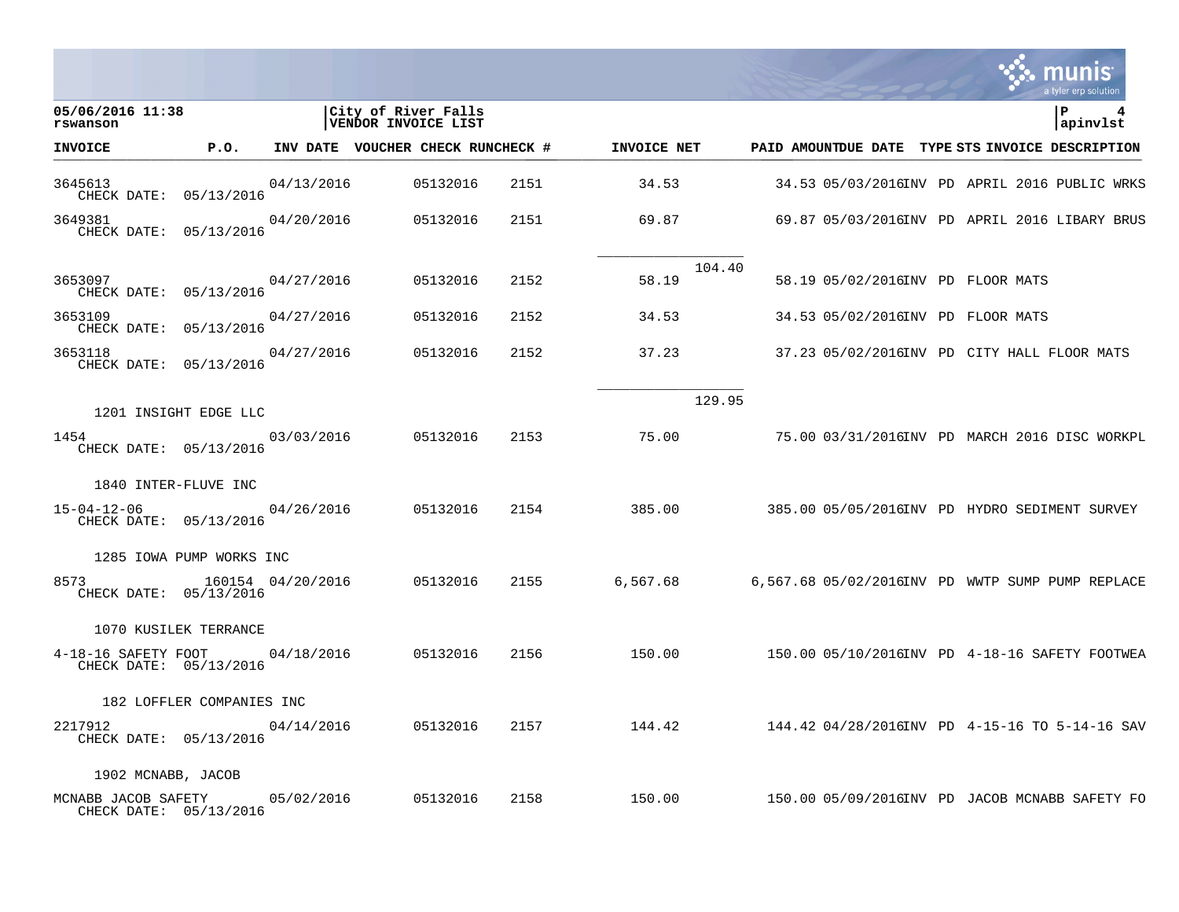05/06/2016 11:38
rswanson

City of River Falls
VENDOR INVOICE LIST

| INVOICE | P.O. | INV DATE | VOUCHER | CHECK RUN | CHECK # | INVOICE NET | | PAID AMOUNT | DUE DATE | TYPE | STS | INVOICE DESCRIPTION |
|---|---|---|---|---|---|---|---|---|---|---|---|---|
| 3645613 CHECK DATE: 05/13/2016 | | 04/13/2016 | | 05132016 | 2151 | 34.53 | | 34.53 | 05/03/2016 | INV | PD | APRIL 2016 PUBLIC WRKS |
| 3649381 CHECK DATE: 05/13/2016 | | 04/20/2016 | | 05132016 | 2151 | 69.87 | | 69.87 | 05/03/2016 | INV | PD | APRIL 2016 LIBARY BRUS |
| | | | | | | | 104.40 | | | | | |
| 3653097 CHECK DATE: 05/13/2016 | | 04/27/2016 | | 05132016 | 2152 | 58.19 | | 58.19 | 05/02/2016 | INV | PD | FLOOR MATS |
| 3653109 CHECK DATE: 05/13/2016 | | 04/27/2016 | | 05132016 | 2152 | 34.53 | | 34.53 | 05/02/2016 | INV | PD | FLOOR MATS |
| 3653118 CHECK DATE: 05/13/2016 | | 04/27/2016 | | 05132016 | 2152 | 37.23 | | 37.23 | 05/02/2016 | INV | PD | CITY HALL FLOOR MATS |
| | | | | | | | 129.95 | | | | | |
| 1201 INSIGHT EDGE LLC | | | | | | | | | | | | |
| 1454 CHECK DATE: 05/13/2016 | | 03/03/2016 | | 05132016 | 2153 | 75.00 | | 75.00 | 03/31/2016 | INV | PD | MARCH 2016 DISC WORKPL |
| 1840 INTER-FLUVE INC | | | | | | | | | | | | |
| 15-04-12-06 CHECK DATE: 05/13/2016 | | 04/26/2016 | | 05132016 | 2154 | 385.00 | | 385.00 | 05/05/2016 | INV | PD | HYDRO SEDIMENT SURVEY |
| 1285 IOWA PUMP WORKS INC | | | | | | | | | | | | |
| 8573 CHECK DATE: 05/13/2016 | 160154 | 04/20/2016 | | 05132016 | 2155 | 6,567.68 | | 6,567.68 | 05/02/2016 | INV | PD | WWTP SUMP PUMP REPLACE |
| 1070 KUSILEK TERRANCE | | | | | | | | | | | | |
| 4-18-16 SAFETY FOOT CHECK DATE: 05/13/2016 | | 04/18/2016 | | 05132016 | 2156 | 150.00 | | 150.00 | 05/10/2016 | INV | PD | 4-18-16 SAFETY FOOTWEA |
| 182 LOFFLER COMPANIES INC | | | | | | | | | | | | |
| 2217912 CHECK DATE: 05/13/2016 | | 04/14/2016 | | 05132016 | 2157 | 144.42 | | 144.42 | 04/28/2016 | INV | PD | 4-15-16 TO 5-14-16 SAV |
| 1902 MCNABB, JACOB | | | | | | | | | | | | |
| MCNABB JACOB SAFETY CHECK DATE: 05/13/2016 | | 05/02/2016 | | 05132016 | 2158 | 150.00 | | 150.00 | 05/09/2016 | INV | PD | JACOB MCNABB SAFETY FO |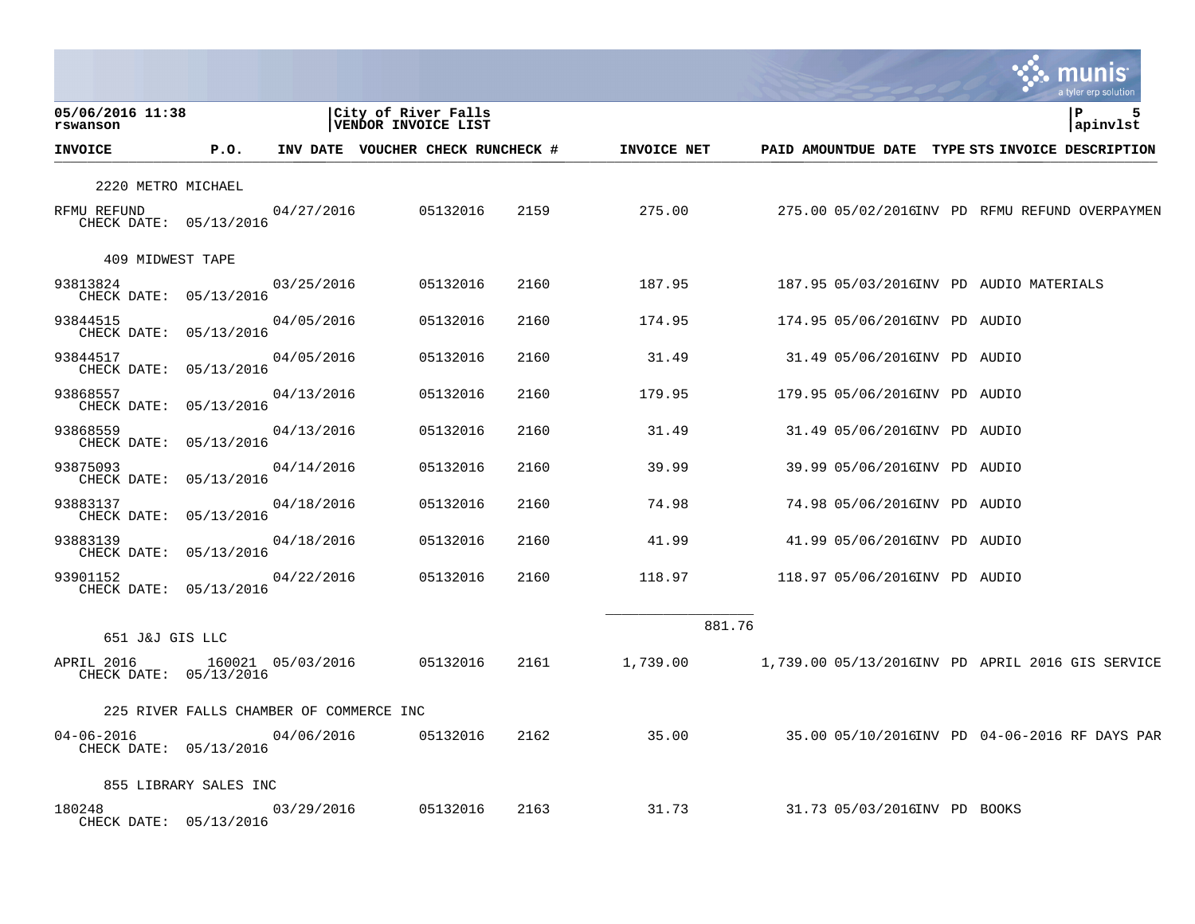05/06/2016 11:38
rswanson

City of River Falls
VENDOR INVOICE LIST

apinvlst

| INVOICE | P.O. | INV DATE | VOUCHER | CHECK RUN | CHECK # | INVOICE NET | PAID AMOUNT | DUE DATE | TYPE | STS | INVOICE DESCRIPTION |
|---|---|---|---|---|---|---|---|---|---|---|---|
| **2220 METRO MICHAEL** | | | | | | | | | | | |
| RFMU REFUND CHECK DATE: 05/13/2016 | | 04/27/2016 | | 05132016 | 2159 | 275.00 | 275.00 | 05/02/2016 | INV | PD | RFMU REFUND OVERPAYMEN |
| **409 MIDWEST TAPE** | | | | | | | | | | | |
| 93813824 CHECK DATE: 05/13/2016 | | 03/25/2016 | | 05132016 | 2160 | 187.95 | 187.95 | 05/03/2016 | INV | PD | AUDIO MATERIALS |
| 93844515 CHECK DATE: 05/13/2016 | | 04/05/2016 | | 05132016 | 2160 | 174.95 | 174.95 | 05/06/2016 | INV | PD | AUDIO |
| 93844517 CHECK DATE: 05/13/2016 | | 04/05/2016 | | 05132016 | 2160 | 31.49 | 31.49 | 05/06/2016 | INV | PD | AUDIO |
| 93868557 CHECK DATE: 05/13/2016 | | 04/13/2016 | | 05132016 | 2160 | 179.95 | 179.95 | 05/06/2016 | INV | PD | AUDIO |
| 93868559 CHECK DATE: 05/13/2016 | | 04/13/2016 | | 05132016 | 2160 | 31.49 | 31.49 | 05/06/2016 | INV | PD | AUDIO |
| 93875093 CHECK DATE: 05/13/2016 | | 04/14/2016 | | 05132016 | 2160 | 39.99 | 39.99 | 05/06/2016 | INV | PD | AUDIO |
| 93883137 CHECK DATE: 05/13/2016 | | 04/18/2016 | | 05132016 | 2160 | 74.98 | 74.98 | 05/06/2016 | INV | PD | AUDIO |
| 93883139 CHECK DATE: 05/13/2016 | | 04/18/2016 | | 05132016 | 2160 | 41.99 | 41.99 | 05/06/2016 | INV | PD | AUDIO |
| 93901152 CHECK DATE: 05/13/2016 | | 04/22/2016 | | 05132016 | 2160 | 118.97 | 118.97 | 05/06/2016 | INV | PD | AUDIO |
| | | | | | | 881.76 | | | | | |
| **651 J&J GIS LLC** | | | | | | | | | | | |
| APRIL 2016 CHECK DATE: 05/13/2016 | 160021 | 05/03/2016 | | 05132016 | 2161 | 1,739.00 | 1,739.00 | 05/13/2016 | INV | PD | APRIL 2016 GIS SERVICE |
| **225 RIVER FALLS CHAMBER OF COMMERCE INC** | | | | | | | | | | | |
| 04-06-2016 CHECK DATE: 05/13/2016 | | 04/06/2016 | | 05132016 | 2162 | 35.00 | 35.00 | 05/10/2016 | INV | PD | 04-06-2016 RF DAYS PAR |
| **855 LIBRARY SALES INC** | | | | | | | | | | | |
| 180248 CHECK DATE: 05/13/2016 | | 03/29/2016 | | 05132016 | 2163 | 31.73 | 31.73 | 05/03/2016 | INV | PD | BOOKS |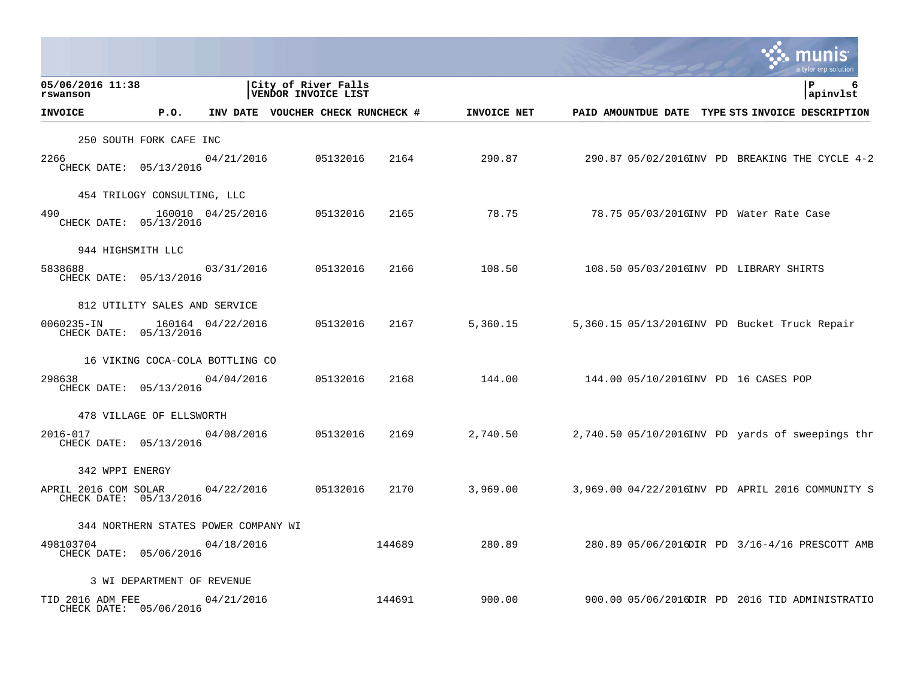05/06/2016 11:38
rswanson

City of River Falls
VENDOR INVOICE LIST

apinvlst

| INVOICE | P.O. | INV DATE | VOUCHER | CHECK RUN | CHECK # | INVOICE NET | PAID AMOUNT | DUE DATE | TYPE | STS | INVOICE DESCRIPTION |
|---|---|---|---|---|---|---|---|---|---|---|---|
| 250 SOUTH FORK CAFE INC | | | | | | | | | | | |
| 2266 | | 04/21/2016 | | 05132016 | 2164 | 290.87 | 290.87 | 05/02/2016 | INV | PD | BREAKING THE CYCLE 4-2 |
| CHECK DATE: 05/13/2016 | | | | | | | | | | | |
| 454 TRILOGY CONSULTING, LLC | | | | | | | | | | | |
| 490 | 160010 | 04/25/2016 | | 05132016 | 2165 | 78.75 | 78.75 | 05/03/2016 | INV | PD | Water Rate Case |
| CHECK DATE: 05/13/2016 | | | | | | | | | | | |
| 944 HIGHSMITH LLC | | | | | | | | | | | |
| 5838688 | | 03/31/2016 | | 05132016 | 2166 | 108.50 | 108.50 | 05/03/2016 | INV | PD | LIBRARY SHIRTS |
| CHECK DATE: 05/13/2016 | | | | | | | | | | | |
| 812 UTILITY SALES AND SERVICE | | | | | | | | | | | |
| 0060235-IN | 160164 | 04/22/2016 | | 05132016 | 2167 | 5,360.15 | 5,360.15 | 05/13/2016 | INV | PD | Bucket Truck Repair |
| CHECK DATE: 05/13/2016 | | | | | | | | | | | |
| 16 VIKING COCA-COLA BOTTLING CO | | | | | | | | | | | |
| 298638 | | 04/04/2016 | | 05132016 | 2168 | 144.00 | 144.00 | 05/10/2016 | INV | PD | 16 CASES POP |
| CHECK DATE: 05/13/2016 | | | | | | | | | | | |
| 478 VILLAGE OF ELLSWORTH | | | | | | | | | | | |
| 2016-017 | | 04/08/2016 | | 05132016 | 2169 | 2,740.50 | 2,740.50 | 05/10/2016 | INV | PD | yards of sweepings thr |
| CHECK DATE: 05/13/2016 | | | | | | | | | | | |
| 342 WPPI ENERGY | | | | | | | | | | | |
| APRIL 2016 COM SOLAR | | 04/22/2016 | | 05132016 | 2170 | 3,969.00 | 3,969.00 | 04/22/2016 | INV | PD | APRIL 2016 COMMUNITY S |
| CHECK DATE: 05/13/2016 | | | | | | | | | | | |
| 344 NORTHERN STATES POWER COMPANY WI | | | | | | | | | | | |
| 498103704 | | 04/18/2016 | | | 144689 | 280.89 | 280.89 | 05/06/2016 | DIR | PD | 3/16-4/16 PRESCOTT AMB |
| CHECK DATE: 05/06/2016 | | | | | | | | | | | |
| 3 WI DEPARTMENT OF REVENUE | | | | | | | | | | | |
| TID 2016 ADM FEE | | 04/21/2016 | | | 144691 | 900.00 | 900.00 | 05/06/2016 | DIR | PD | 2016 TID ADMINISTRATIO |
| CHECK DATE: 05/06/2016 | | | | | | | | | | | |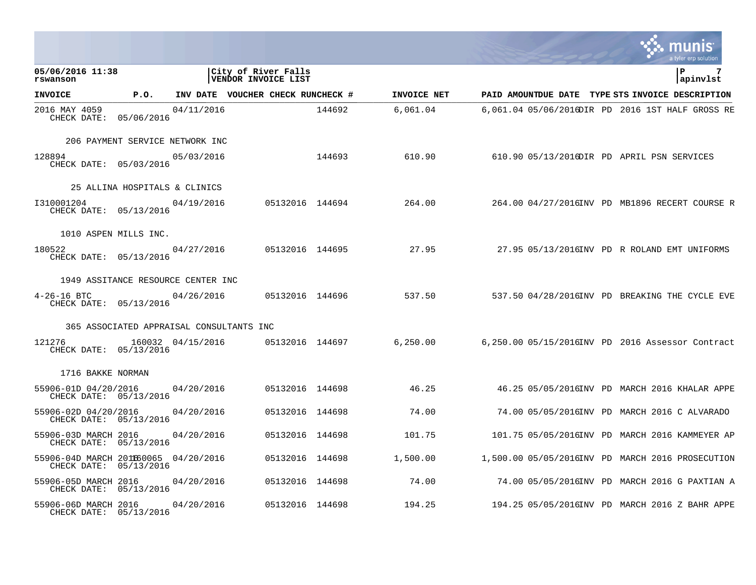05/06/2016 11:38 | City of River Falls | P 7
rswanson | VENDOR INVOICE LIST | apinvlst

| INVOICE | P.O. | INV DATE | VOUCHER CHECK RUN | CHECK # | INVOICE NET | PAID AMOUNT | DUE DATE | TYPE | STS | INVOICE DESCRIPTION |
|---|---|---|---|---|---|---|---|---|---|---|
| 2016 MAY 4059<br>CHECK DATE: 05/06/2016 | | 04/11/2016 | | 144692 | 6,061.04 | 6,061.04 | 05/06/2016 | DIR | PD | 2016 1ST HALF GROSS RE |
| 206 PAYMENT SERVICE NETWORK INC | | | | | | | | | | |
| 128894<br>CHECK DATE: 05/03/2016 | | 05/03/2016 | | 144693 | 610.90 | 610.90 | 05/13/2016 | DIR | PD | APRIL PSN SERVICES |
| 25 ALLINA HOSPITALS & CLINICS | | | | | | | | | | |
| I310001204<br>CHECK DATE: 05/13/2016 | | 04/19/2016 | 05132016 | 144694 | 264.00 | 264.00 | 04/27/2016 | INV | PD | MB1896 RECERT COURSE R |
| 1010 ASPEN MILLS INC. | | | | | | | | | | |
| 180522<br>CHECK DATE: 05/13/2016 | | 04/27/2016 | 05132016 | 144695 | 27.95 | 27.95 | 05/13/2016 | INV | PD | R ROLAND EMT UNIFORMS |
| 1949 ASSITANCE RESOURCE CENTER INC | | | | | | | | | | |
| 4-26-16 BTC<br>CHECK DATE: 05/13/2016 | | 04/26/2016 | 05132016 | 144696 | 537.50 | 537.50 | 04/28/2016 | INV | PD | BREAKING THE CYCLE EVE |
| 365 ASSOCIATED APPRAISAL CONSULTANTS INC | | | | | | | | | | |
| 121276<br>CHECK DATE: 05/13/2016 | 160032 | 04/15/2016 | 05132016 | 144697 | 6,250.00 | 6,250.00 | 05/15/2016 | INV | PD | 2016 Assessor Contract |
| 1716 BAKKE NORMAN | | | | | | | | | | |
| 55906-01D 04/20/2016<br>CHECK DATE: 05/13/2016 | | 04/20/2016 | 05132016 | 144698 | 46.25 | 46.25 | 05/05/2016 | INV | PD | MARCH 2016 KHALAR APPE |
| 55906-02D 04/20/2016<br>CHECK DATE: 05/13/2016 | | 04/20/2016 | 05132016 | 144698 | 74.00 | 74.00 | 05/05/2016 | INV | PD | MARCH 2016 C ALVARADO |
| 55906-03D MARCH 2016<br>CHECK DATE: 05/13/2016 | | 04/20/2016 | 05132016 | 144698 | 101.75 | 101.75 | 05/05/2016 | INV | PD | MARCH 2016 KAMMEYER AP |
| 55906-04D MARCH 2016<br>CHECK DATE: 05/13/2016 | 160065 | 04/20/2016 | 05132016 | 144698 | 1,500.00 | 1,500.00 | 05/05/2016 | INV | PD | MARCH 2016 PROSECUTION |
| 55906-05D MARCH 2016<br>CHECK DATE: 05/13/2016 | | 04/20/2016 | 05132016 | 144698 | 74.00 | 74.00 | 05/05/2016 | INV | PD | MARCH 2016 G PAXTIAN A |
| 55906-06D MARCH 2016<br>CHECK DATE: 05/13/2016 | | 04/20/2016 | 05132016 | 144698 | 194.25 | 194.25 | 05/05/2016 | INV | PD | MARCH 2016 Z BAHR APPE |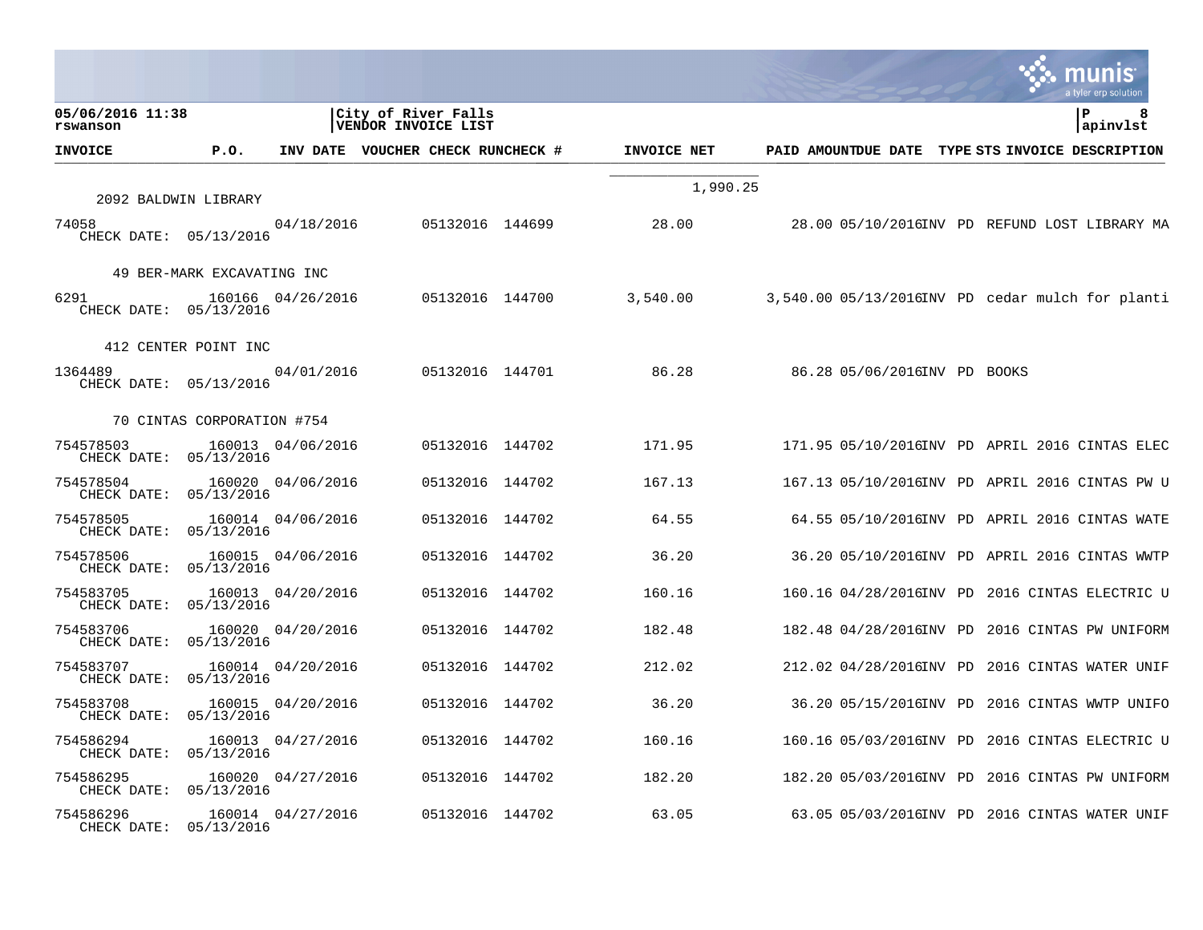| INVOICE | P.O. | INV DATE | VOUCHER | CHECK RUN | CHECK # | INVOICE NET | PAID AMOUNT | DUE DATE | TYPE | STS | INVOICE DESCRIPTION |
|---|---|---|---|---|---|---|---|---|---|---|---|
| | | | | | | 1,990.25 | | | | | |
| **2092 BALDWIN LIBRARY** | | | | | | | | | | | |
| 74058<br>CHECK DATE: 05/13/2016 | | 04/18/2016 | | 05132016 | 144699 | 28.00 | 28.00 | 05/10/2016 | INV | PD | REFUND LOST LIBRARY MA |
| **49 BER-MARK EXCAVATING INC** | | | | | | | | | | | |
| 6291<br>CHECK DATE: 05/13/2016 | 160166 | 04/26/2016 | | 05132016 | 144700 | 3,540.00 | 3,540.00 | 05/13/2016 | INV | PD | cedar mulch for planti |
| **412 CENTER POINT INC** | | | | | | | | | | | |
| 1364489<br>CHECK DATE: 05/13/2016 | | 04/01/2016 | | 05132016 | 144701 | 86.28 | 86.28 | 05/06/2016 | INV | PD | BOOKS |
| **70 CINTAS CORPORATION #754** | | | | | | | | | | | |
| 754578503<br>CHECK DATE: 05/13/2016 | 160013 | 04/06/2016 | | 05132016 | 144702 | 171.95 | 171.95 | 05/10/2016 | INV | PD | APRIL 2016 CINTAS ELEC |
| 754578504<br>CHECK DATE: 05/13/2016 | 160020 | 04/06/2016 | | 05132016 | 144702 | 167.13 | 167.13 | 05/10/2016 | INV | PD | APRIL 2016 CINTAS PW U |
| 754578505<br>CHECK DATE: 05/13/2016 | 160014 | 04/06/2016 | | 05132016 | 144702 | 64.55 | 64.55 | 05/10/2016 | INV | PD | APRIL 2016 CINTAS WATE |
| 754578506<br>CHECK DATE: 05/13/2016 | 160015 | 04/06/2016 | | 05132016 | 144702 | 36.20 | 36.20 | 05/10/2016 | INV | PD | APRIL 2016 CINTAS WWTP |
| 754583705<br>CHECK DATE: 05/13/2016 | 160013 | 04/20/2016 | | 05132016 | 144702 | 160.16 | 160.16 | 04/28/2016 | INV | PD | 2016 CINTAS ELECTRIC U |
| 754583706<br>CHECK DATE: 05/13/2016 | 160020 | 04/20/2016 | | 05132016 | 144702 | 182.48 | 182.48 | 04/28/2016 | INV | PD | 2016 CINTAS PW UNIFORM |
| 754583707<br>CHECK DATE: 05/13/2016 | 160014 | 04/20/2016 | | 05132016 | 144702 | 212.02 | 212.02 | 04/28/2016 | INV | PD | 2016 CINTAS WATER UNIF |
| 754583708<br>CHECK DATE: 05/13/2016 | 160015 | 04/20/2016 | | 05132016 | 144702 | 36.20 | 36.20 | 05/15/2016 | INV | PD | 2016 CINTAS WWTP UNIFO |
| 754586294<br>CHECK DATE: 05/13/2016 | 160013 | 04/27/2016 | | 05132016 | 144702 | 160.16 | 160.16 | 05/03/2016 | INV | PD | 2016 CINTAS ELECTRIC U |
| 754586295<br>CHECK DATE: 05/13/2016 | 160020 | 04/27/2016 | | 05132016 | 144702 | 182.20 | 182.20 | 05/03/2016 | INV | PD | 2016 CINTAS PW UNIFORM |
| 754586296<br>CHECK DATE: 05/13/2016 | 160014 | 04/27/2016 | | 05132016 | 144702 | 63.05 | 63.05 | 05/03/2016 | INV | PD | 2016 CINTAS WATER UNIF |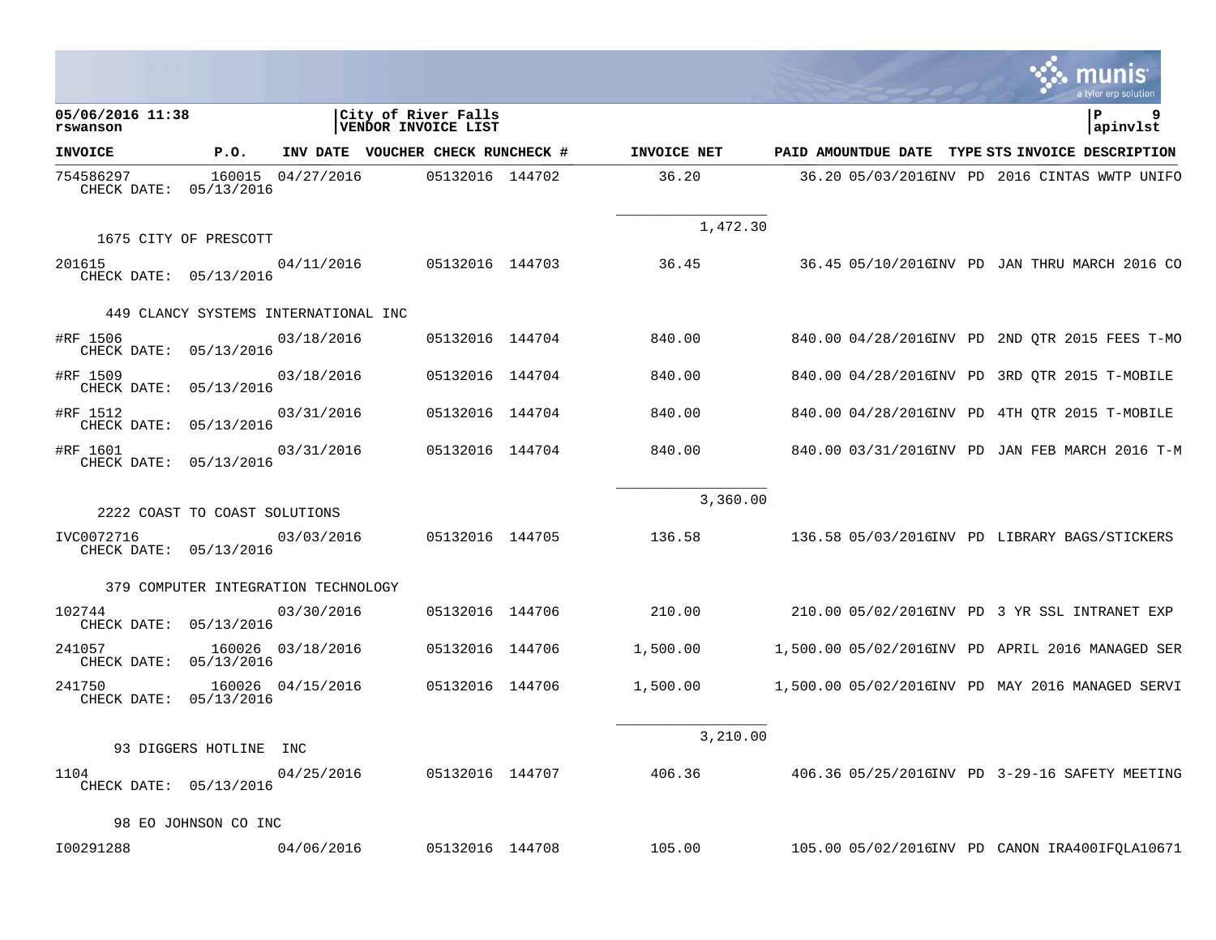05/06/2016 11:38
rswanson

City of River Falls
VENDOR INVOICE LIST

| INVOICE | P.O. | INV DATE | VOUCHER | CHECK RUN | CHECK # | INVOICE NET | PAID AMOUNT | DUE DATE | TYPE | STS | INVOICE DESCRIPTION |
|---|---|---|---|---|---|---|---|---|---|---|---|
| 754586297 CHECK DATE: 05/13/2016 | 160015 | 04/27/2016 | | 05132016 | 144702 | 36.20 | 36.20 | 05/03/2016 | INV | PD | 2016 CINTAS WWTP UNIFO |
| | | | | | | 1,472.30 | | | | | |
| 1675 CITY OF PRESCOTT | | | | | | | | | | | |
| 201615 CHECK DATE: 05/13/2016 | | 04/11/2016 | | 05132016 | 144703 | 36.45 | 36.45 | 05/10/2016 | INV | PD | JAN THRU MARCH 2016 CO |
| 449 CLANCY SYSTEMS INTERNATIONAL INC | | | | | | | | | | | |
| #RF 1506 CHECK DATE: 05/13/2016 | | 03/18/2016 | | 05132016 | 144704 | 840.00 | 840.00 | 04/28/2016 | INV | PD | 2ND QTR 2015 FEES T-MO |
| #RF 1509 CHECK DATE: 05/13/2016 | | 03/18/2016 | | 05132016 | 144704 | 840.00 | 840.00 | 04/28/2016 | INV | PD | 3RD QTR 2015 T-MOBILE |
| #RF 1512 CHECK DATE: 05/13/2016 | | 03/31/2016 | | 05132016 | 144704 | 840.00 | 840.00 | 04/28/2016 | INV | PD | 4TH QTR 2015 T-MOBILE |
| #RF 1601 CHECK DATE: 05/13/2016 | | 03/31/2016 | | 05132016 | 144704 | 840.00 | 840.00 | 03/31/2016 | INV | PD | JAN FEB MARCH 2016 T-M |
| | | | | | | 3,360.00 | | | | | |
| 2222 COAST TO COAST SOLUTIONS | | | | | | | | | | | |
| IVC0072716 CHECK DATE: 05/13/2016 | | 03/03/2016 | | 05132016 | 144705 | 136.58 | 136.58 | 05/03/2016 | INV | PD | LIBRARY BAGS/STICKERS |
| 379 COMPUTER INTEGRATION TECHNOLOGY | | | | | | | | | | | |
| 102744 CHECK DATE: 05/13/2016 | | 03/30/2016 | | 05132016 | 144706 | 210.00 | 210.00 | 05/02/2016 | INV | PD | 3 YR SSL INTRANET EXP |
| 241057 CHECK DATE: 05/13/2016 | 160026 | 03/18/2016 | | 05132016 | 144706 | 1,500.00 | 1,500.00 | 05/02/2016 | INV | PD | APRIL 2016 MANAGED SER |
| 241750 CHECK DATE: 05/13/2016 | 160026 | 04/15/2016 | | 05132016 | 144706 | 1,500.00 | 1,500.00 | 05/02/2016 | INV | PD | MAY 2016 MANAGED SERVI |
| | | | | | | 3,210.00 | | | | | |
| 93 DIGGERS HOTLINE INC | | | | | | | | | | | |
| 1104 CHECK DATE: 05/13/2016 | | 04/25/2016 | | 05132016 | 144707 | 406.36 | 406.36 | 05/25/2016 | INV | PD | 3-29-16 SAFETY MEETING |
| 98 EO JOHNSON CO INC | | | | | | | | | | | |
| I00291288 | | 04/06/2016 | | 05132016 | 144708 | 105.00 | 105.00 | 05/02/2016 | INV | PD | CANON IRA400IFQLA10671 |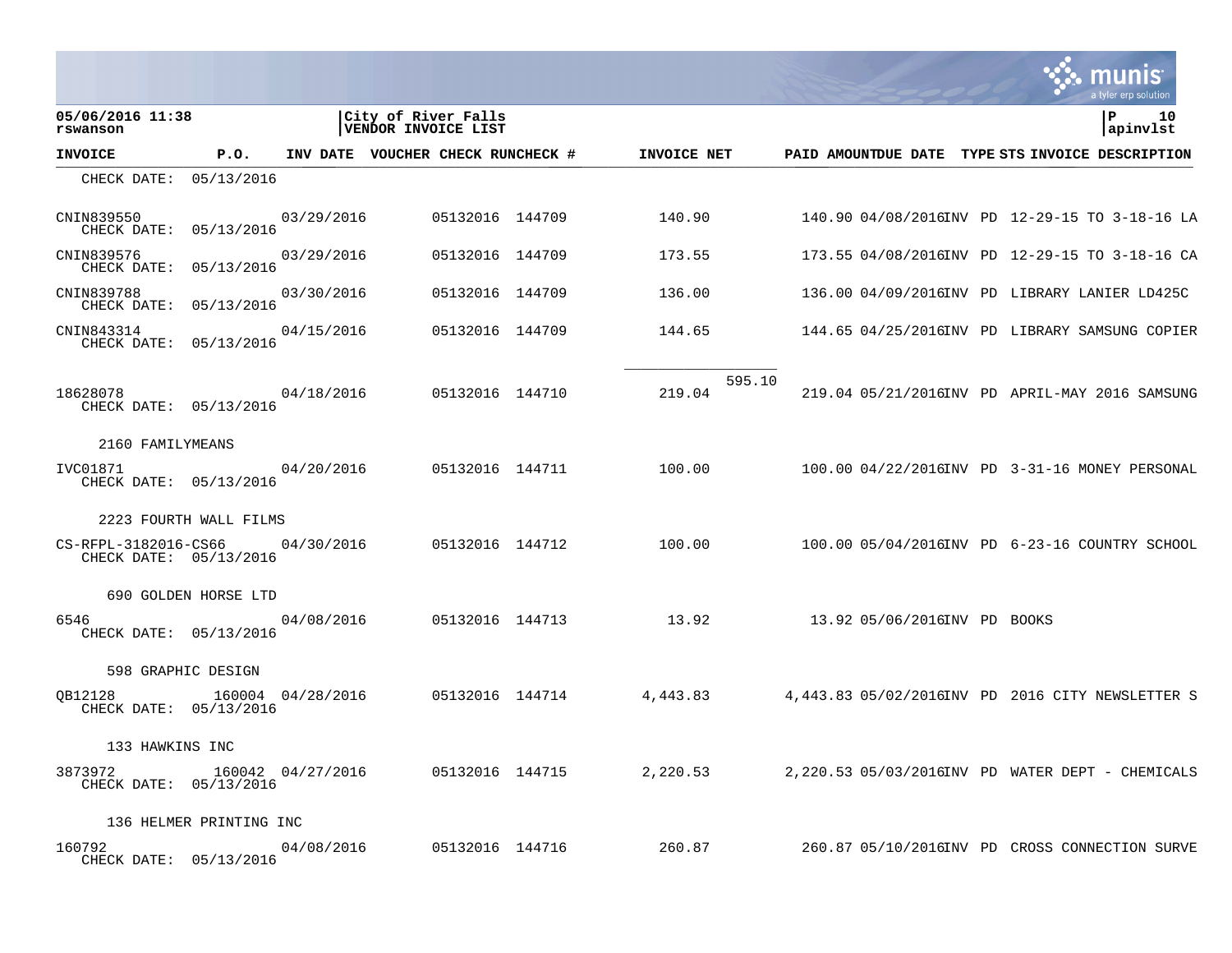05/06/2016 11:38
rswanson

City of River Falls
VENDOR INVOICE LIST

| INVOICE | P.O. | INV DATE | VOUCHER | CHECK RUN | CHECK # | INVOICE NET | | PAID AMOUNT | DUE DATE | TYPE | STS | INVOICE DESCRIPTION |
|---|---|---|---|---|---|---|---|---|---|---|---|---|
| CHECK DATE: 05/13/2016 | | | | | | | | | | | | |
| CNIN839550 CHECK DATE: 05/13/2016 | | 03/29/2016 | | 05132016 | 144709 | 140.90 | | 140.90 | 04/08/2016 | INV | PD | 12-29-15 TO 3-18-16 LA |
| CNIN839576 CHECK DATE: 05/13/2016 | | 03/29/2016 | | 05132016 | 144709 | 173.55 | | 173.55 | 04/08/2016 | INV | PD | 12-29-15 TO 3-18-16 CA |
| CNIN839788 CHECK DATE: 05/13/2016 | | 03/30/2016 | | 05132016 | 144709 | 136.00 | | 136.00 | 04/09/2016 | INV | PD | LIBRARY LANIER LD425C |
| CNIN843314 CHECK DATE: 05/13/2016 | | 04/15/2016 | | 05132016 | 144709 | 144.65 | | 144.65 | 04/25/2016 | INV | PD | LIBRARY SAMSUNG COPIER |
| | | | | | | | 595.10 | | | | | |
| 18628078 CHECK DATE: 05/13/2016 | | 04/18/2016 | | 05132016 | 144710 | 219.04 | | 219.04 | 05/21/2016 | INV | PD | APRIL-MAY 2016 SAMSUNG |
| 2160 FAMILYMEANS | | | | | | | | | | | | |
| IVC01871 CHECK DATE: 05/13/2016 | | 04/20/2016 | | 05132016 | 144711 | 100.00 | | 100.00 | 04/22/2016 | INV | PD | 3-31-16 MONEY PERSONAL |
| 2223 FOURTH WALL FILMS | | | | | | | | | | | | |
| CS-RFPL-3182016-CS66 CHECK DATE: 05/13/2016 | | 04/30/2016 | | 05132016 | 144712 | 100.00 | | 100.00 | 05/04/2016 | INV | PD | 6-23-16 COUNTRY SCHOOL |
| 690 GOLDEN HORSE LTD | | | | | | | | | | | | |
| 6546 CHECK DATE: 05/13/2016 | | 04/08/2016 | | 05132016 | 144713 | 13.92 | | 13.92 | 05/06/2016 | INV | PD | BOOKS |
| 598 GRAPHIC DESIGN | | | | | | | | | | | | |
| QB12128 CHECK DATE: 05/13/2016 | 160004 | 04/28/2016 | | 05132016 | 144714 | 4,443.83 | | 4,443.83 | 05/02/2016 | INV | PD | 2016 CITY NEWSLETTER S |
| 133 HAWKINS INC | | | | | | | | | | | | |
| 3873972 CHECK DATE: 05/13/2016 | 160042 | 04/27/2016 | | 05132016 | 144715 | 2,220.53 | | 2,220.53 | 05/03/2016 | INV | PD | WATER DEPT - CHEMICALS |
| 136 HELMER PRINTING INC | | | | | | | | | | | | |
| 160792 CHECK DATE: 05/13/2016 | | 04/08/2016 | | 05132016 | 144716 | 260.87 | | 260.87 | 05/10/2016 | INV | PD | CROSS CONNECTION SURVE |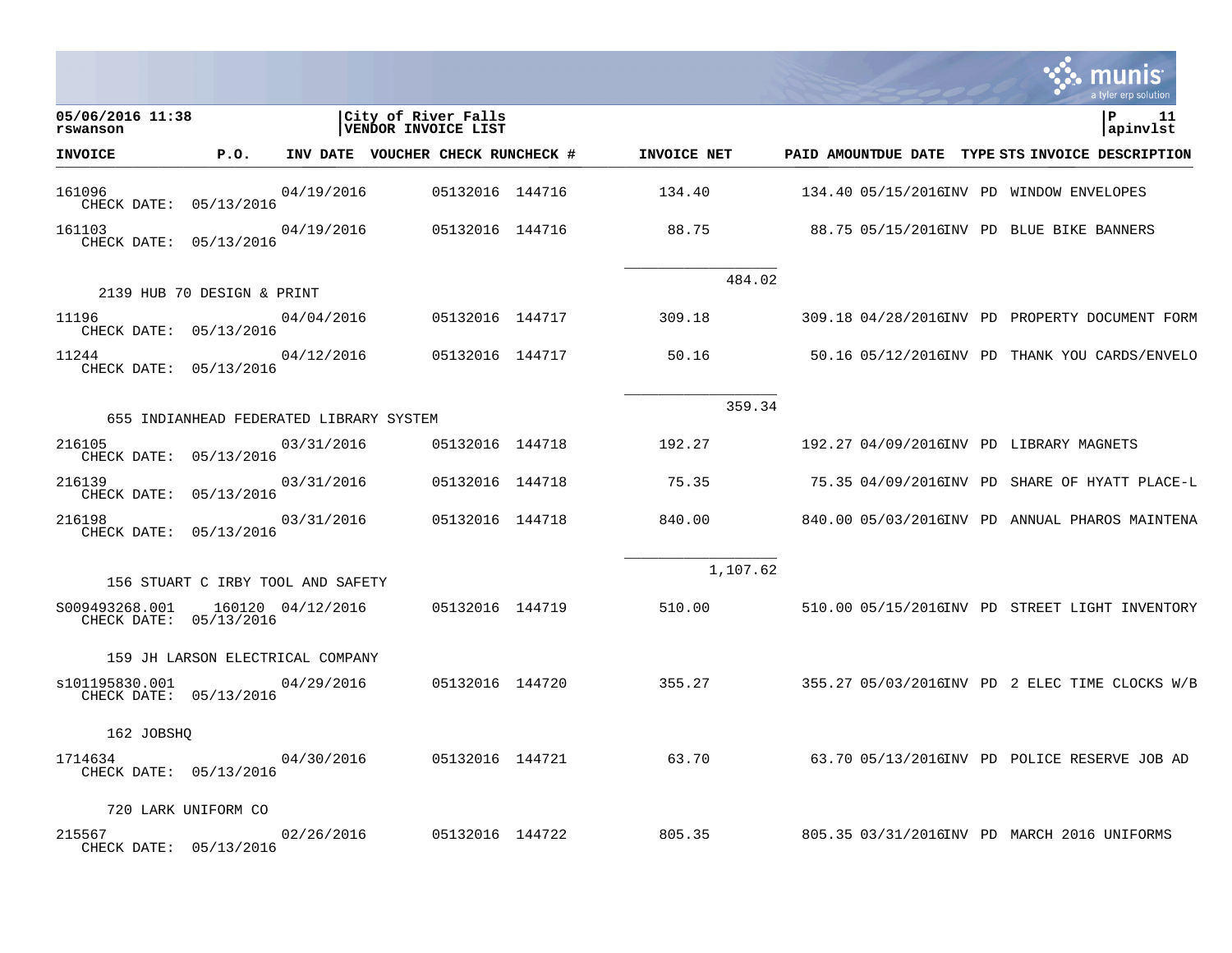05/06/2016 11:38
rswanson

City of River Falls
VENDOR INVOICE LIST

| INVOICE | P.O. | INV DATE | VOUCHER | CHECK RUN | CHECK # | INVOICE NET | | PAID AMOUNT | DUE DATE | TYPE | STS | INVOICE DESCRIPTION |
|---|---|---|---|---|---|---|---|---|---|---|---|---|
| 161096<br>CHECK DATE: 05/13/2016 | | 04/19/2016 | | 05132016 | 144716 | 134.40 | | 134.40 | 05/15/2016 | INV | PD | WINDOW ENVELOPES |
| 161103<br>CHECK DATE: 05/13/2016 | | 04/19/2016 | | 05132016 | 144716 | 88.75 | | 88.75 | 05/15/2016 | INV | PD | BLUE BIKE BANNERS |
| | | | | | | | 484.02 | | | | | |
| 2139 HUB 70 DESIGN & PRINT | | | | | | | | | | | | |
| 11196<br>CHECK DATE: 05/13/2016 | | 04/04/2016 | | 05132016 | 144717 | 309.18 | | 309.18 | 04/28/2016 | INV | PD | PROPERTY DOCUMENT FORM |
| 11244<br>CHECK DATE: 05/13/2016 | | 04/12/2016 | | 05132016 | 144717 | 50.16 | | 50.16 | 05/12/2016 | INV | PD | THANK YOU CARDS/ENVELO |
| | | | | | | | 359.34 | | | | | |
| 655 INDIANHEAD FEDERATED LIBRARY SYSTEM | | | | | | | | | | | | |
| 216105<br>CHECK DATE: 05/13/2016 | | 03/31/2016 | | 05132016 | 144718 | 192.27 | | 192.27 | 04/09/2016 | INV | PD | LIBRARY MAGNETS |
| 216139<br>CHECK DATE: 05/13/2016 | | 03/31/2016 | | 05132016 | 144718 | 75.35 | | 75.35 | 04/09/2016 | INV | PD | SHARE OF HYATT PLACE-L |
| 216198<br>CHECK DATE: 05/13/2016 | | 03/31/2016 | | 05132016 | 144718 | 840.00 | | 840.00 | 05/03/2016 | INV | PD | ANNUAL PHAROS MAINTENA |
| | | | | | | | 1,107.62 | | | | | |
| 156 STUART C IRBY TOOL AND SAFETY | | | | | | | | | | | | |
| S009493268.001<br>CHECK DATE: 05/13/2016 | 160120 | 04/12/2016 | | 05132016 | 144719 | 510.00 | | 510.00 | 05/15/2016 | INV | PD | STREET LIGHT INVENTORY |
| 159 JH LARSON ELECTRICAL COMPANY | | | | | | | | | | | | |
| s101195830.001<br>CHECK DATE: 05/13/2016 | | 04/29/2016 | | 05132016 | 144720 | 355.27 | | 355.27 | 05/03/2016 | INV | PD | 2 ELEC TIME CLOCKS W/B |
| 162 JOBSHQ | | | | | | | | | | | | |
| 1714634<br>CHECK DATE: 05/13/2016 | | 04/30/2016 | | 05132016 | 144721 | 63.70 | | 63.70 | 05/13/2016 | INV | PD | POLICE RESERVE JOB AD |
| 720 LARK UNIFORM CO | | | | | | | | | | | | |
| 215567<br>CHECK DATE: 05/13/2016 | | 02/26/2016 | | 05132016 | 144722 | 805.35 | | 805.35 | 03/31/2016 | INV | PD | MARCH 2016 UNIFORMS |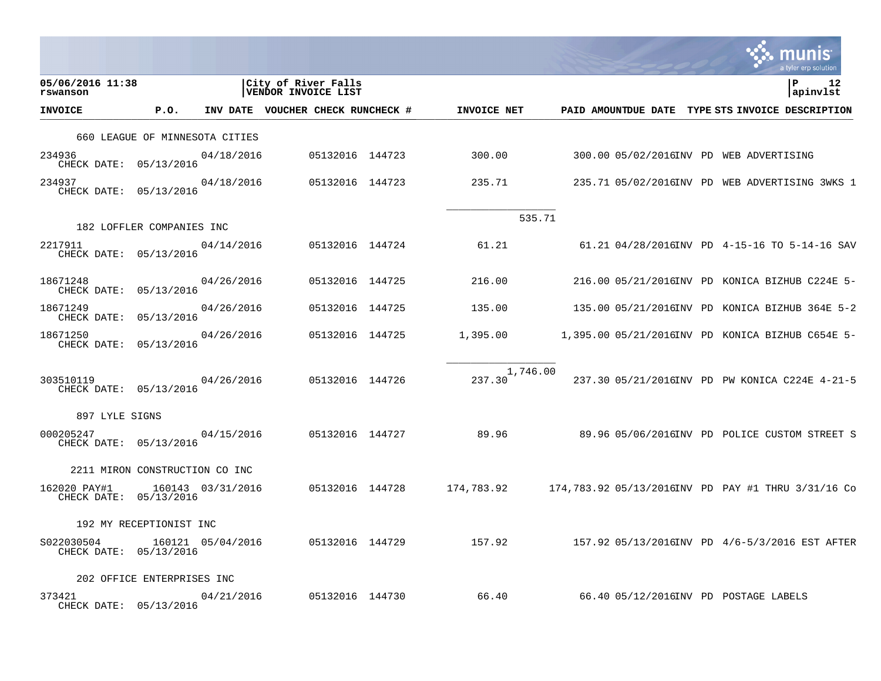**05/06/2016 11:38**
**rswanson**

**City of River Falls**
**VENDOR INVOICE LIST**

**P 12**
**apinvlst**

| INVOICE | P.O. | INV DATE | VOUCHER | CHECK RUN | CHECK # | INVOICE NET | PAID AMOUNT | DUE DATE | TYPE | STS | INVOICE DESCRIPTION |
|---|---|---|---|---|---|---|---|---|---|---|---|
| 660 LEAGUE OF MINNESOTA CITIES | | | | | | | | | | | |
| 234936 CHECK DATE: 05/13/2016 | | 04/18/2016 | | 05132016 | 144723 | 300.00 | 300.00 | 05/02/2016 | INV | PD | WEB ADVERTISING |
| 234937 CHECK DATE: 05/13/2016 | | 04/18/2016 | | 05132016 | 144723 | 235.71 | 235.71 | 05/02/2016 | INV | PD | WEB ADVERTISING 3WKS 1 |
| | | | | | | 535.71 | | | | | |
| 182 LOFFLER COMPANIES INC | | | | | | | | | | | |
| 2217911 CHECK DATE: 05/13/2016 | | 04/14/2016 | | 05132016 | 144724 | 61.21 | 61.21 | 04/28/2016 | INV | PD | 4-15-16 TO 5-14-16 SAV |
| 18671248 CHECK DATE: 05/13/2016 | | 04/26/2016 | | 05132016 | 144725 | 216.00 | 216.00 | 05/21/2016 | INV | PD | KONICA BIZHUB C224E 5- |
| 18671249 CHECK DATE: 05/13/2016 | | 04/26/2016 | | 05132016 | 144725 | 135.00 | 135.00 | 05/21/2016 | INV | PD | KONICA BIZHUB 364E 5-2 |
| 18671250 CHECK DATE: 05/13/2016 | | 04/26/2016 | | 05132016 | 144725 | 1,395.00 | 1,395.00 | 05/21/2016 | INV | PD | KONICA BIZHUB C654E 5- |
| | | | | | | 1,746.00 | | | | | |
| 303510119 CHECK DATE: 05/13/2016 | | 04/26/2016 | | 05132016 | 144726 | 237.30 | 237.30 | 05/21/2016 | INV | PD | PW KONICA C224E 4-21-5 |
| 897 LYLE SIGNS | | | | | | | | | | | |
| 000205247 CHECK DATE: 05/13/2016 | | 04/15/2016 | | 05132016 | 144727 | 89.96 | 89.96 | 05/06/2016 | INV | PD | POLICE CUSTOM STREET S |
| 2211 MIRON CONSTRUCTION CO INC | | | | | | | | | | | |
| 162020 PAY#1 CHECK DATE: 05/13/2016 | 160143 | 03/31/2016 | | 05132016 | 144728 | 174,783.92 | 174,783.92 | 05/13/2016 | INV | PD | PAY #1 THRU 3/31/16 Co |
| 192 MY RECEPTIONIST INC | | | | | | | | | | | |
| S022030504 CHECK DATE: 05/13/2016 | 160121 | 05/04/2016 | | 05132016 | 144729 | 157.92 | 157.92 | 05/13/2016 | INV | PD | 4/6-5/3/2016 EST AFTER |
| 202 OFFICE ENTERPRISES INC | | | | | | | | | | | |
| 373421 CHECK DATE: 05/13/2016 | | 04/21/2016 | | 05132016 | 144730 | 66.40 | 66.40 | 05/12/2016 | INV | PD | POSTAGE LABELS |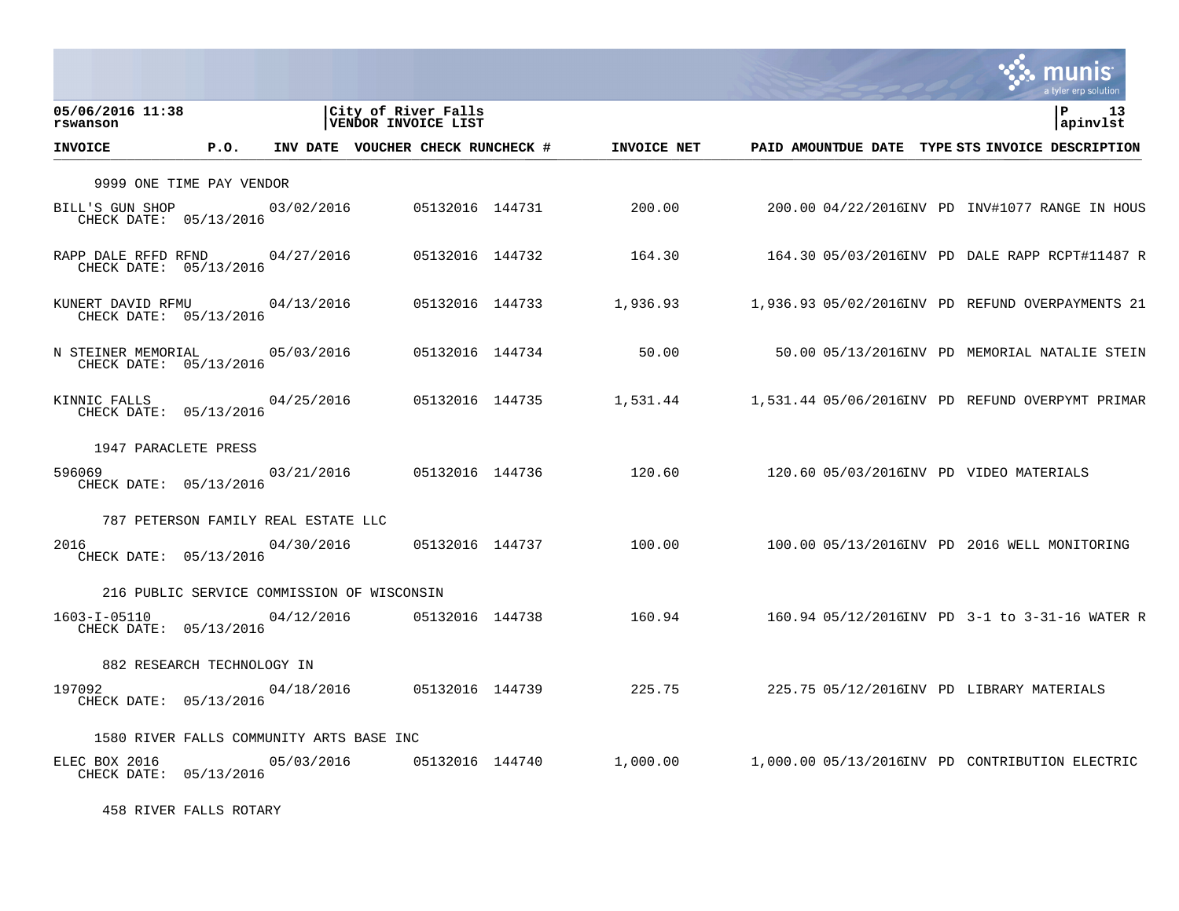05/06/2016 11:38 rswanson | City of River Falls VENDOR INVOICE LIST | P 13 apinvlst

| INVOICE | P.O. | INV DATE | VOUCHER | CHECK RUN | CHECK # | INVOICE NET | PAID AMOUNT | DUE DATE | TYPE | STS | INVOICE DESCRIPTION |
|---|---|---|---|---|---|---|---|---|---|---|---|
| **9999 ONE TIME PAY VENDOR** | | | | | | | | | | | |
| BILL'S GUN SHOP<br>CHECK DATE: 05/13/2016 | | 03/02/2016 | | 05132016 | 144731 | 200.00 | 200.00 | 04/22/2016 | INV | PD | INV#1077 RANGE IN HOUS |
| RAPP DALE RFFD RFND<br>CHECK DATE: 05/13/2016 | | 04/27/2016 | | 05132016 | 144732 | 164.30 | 164.30 | 05/03/2016 | INV | PD | DALE RAPP RCPT#11487 R |
| KUNERT DAVID RFMU<br>CHECK DATE: 05/13/2016 | | 04/13/2016 | | 05132016 | 144733 | 1,936.93 | 1,936.93 | 05/02/2016 | INV | PD | REFUND OVERPAYMENTS 21 |
| N STEINER MEMORIAL<br>CHECK DATE: 05/13/2016 | | 05/03/2016 | | 05132016 | 144734 | 50.00 | 50.00 | 05/13/2016 | INV | PD | MEMORIAL NATALIE STEIN |
| KINNIC FALLS<br>CHECK DATE: 05/13/2016 | | 04/25/2016 | | 05132016 | 144735 | 1,531.44 | 1,531.44 | 05/06/2016 | INV | PD | REFUND OVERPYMT PRIMAR |
| **1947 PARACLETE PRESS** | | | | | | | | | | | |
| 596069<br>CHECK DATE: 05/13/2016 | | 03/21/2016 | | 05132016 | 144736 | 120.60 | 120.60 | 05/03/2016 | INV | PD | VIDEO MATERIALS |
| **787 PETERSON FAMILY REAL ESTATE LLC** | | | | | | | | | | | |
| 2016<br>CHECK DATE: 05/13/2016 | | 04/30/2016 | | 05132016 | 144737 | 100.00 | 100.00 | 05/13/2016 | INV | PD | 2016 WELL MONITORING |
| **216 PUBLIC SERVICE COMMISSION OF WISCONSIN** | | | | | | | | | | | |
| 1603-I-05110<br>CHECK DATE: 05/13/2016 | | 04/12/2016 | | 05132016 | 144738 | 160.94 | 160.94 | 05/12/2016 | INV | PD | 3-1 to 3-31-16 WATER R |
| **882 RESEARCH TECHNOLOGY IN** | | | | | | | | | | | |
| 197092<br>CHECK DATE: 05/13/2016 | | 04/18/2016 | | 05132016 | 144739 | 225.75 | 225.75 | 05/12/2016 | INV | PD | LIBRARY MATERIALS |
| **1580 RIVER FALLS COMMUNITY ARTS BASE INC** | | | | | | | | | | | |
| ELEC BOX 2016<br>CHECK DATE: 05/13/2016 | | 05/03/2016 | | 05132016 | 144740 | 1,000.00 | 1,000.00 | 05/13/2016 | INV | PD | CONTRIBUTION ELECTRIC |
| **458 RIVER FALLS ROTARY** | | | | | | | | | | | |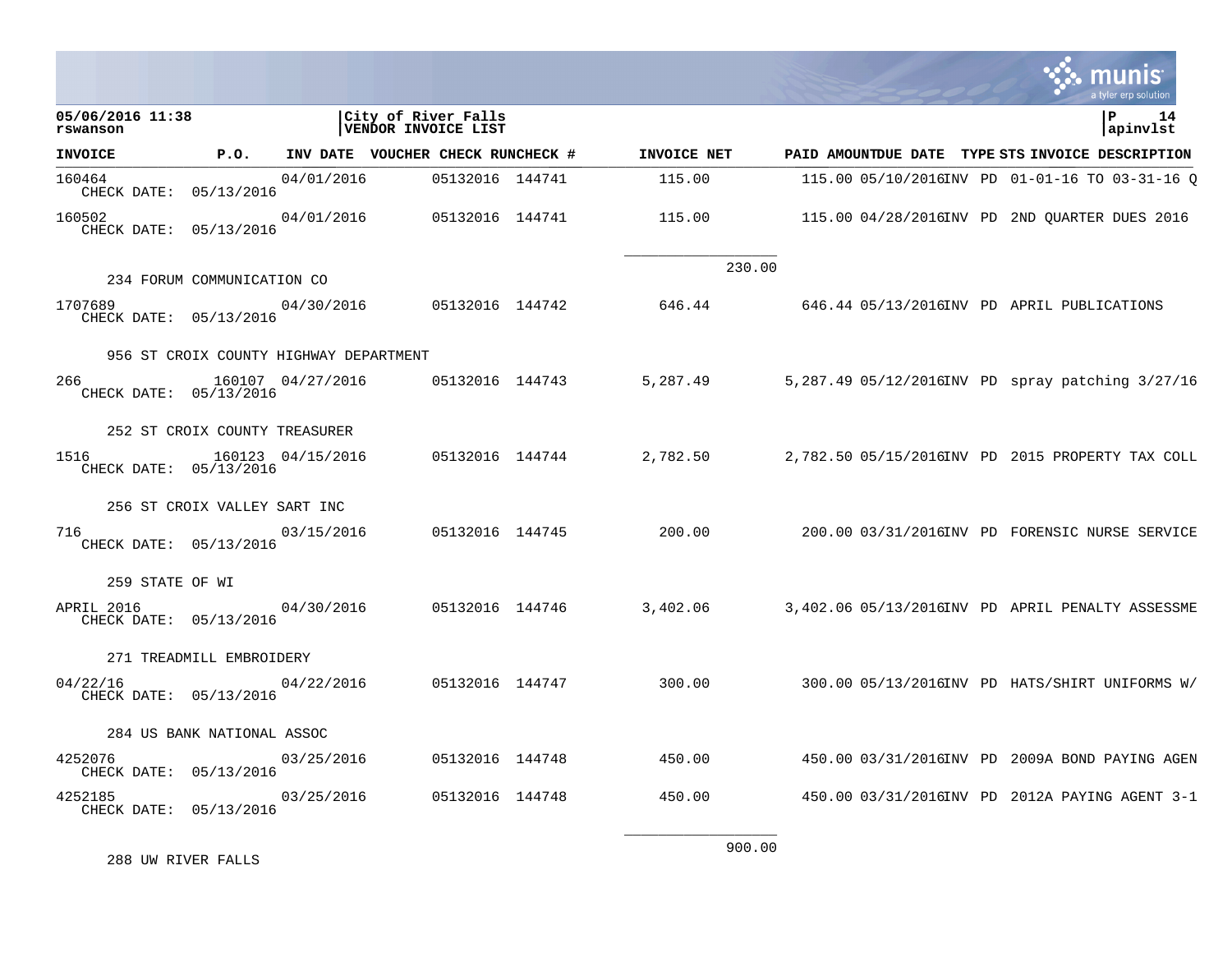| INVOICE | P.O. | INV DATE | VOUCHER | CHECK RUN | CHECK # | INVOICE NET | PAID AMOUNT | DUE DATE | TYPE | STS | INVOICE DESCRIPTION |
|---|---|---|---|---|---|---|---|---|---|---|---|
| 160464<br>CHECK DATE: 05/13/2016 | | 04/01/2016 | | 05132016 | 144741 | 115.00 | 115.00 | 05/10/2016 | INV | PD | 01-01-16 TO 03-31-16 Q |
| 160502<br>CHECK DATE: 05/13/2016 | | 04/01/2016 | | 05132016 | 144741 | 115.00 | 115.00 | 04/28/2016 | INV | PD | 2ND QUARTER DUES 2016 |
| | | | | | | 230.00 | | | | | |
| 234 FORUM COMMUNICATION CO | | | | | | | | | | | |
| 1707689<br>CHECK DATE: 05/13/2016 | | 04/30/2016 | | 05132016 | 144742 | 646.44 | 646.44 | 05/13/2016 | INV | PD | APRIL PUBLICATIONS |
| 956 ST CROIX COUNTY HIGHWAY DEPARTMENT | | | | | | | | | | | |
| 266<br>CHECK DATE: 05/13/2016 | 160107 | 04/27/2016 | | 05132016 | 144743 | 5,287.49 | 5,287.49 | 05/12/2016 | INV | PD | spray patching 3/27/16 |
| 252 ST CROIX COUNTY TREASURER | | | | | | | | | | | |
| 1516<br>CHECK DATE: 05/13/2016 | 160123 | 04/15/2016 | | 05132016 | 144744 | 2,782.50 | 2,782.50 | 05/15/2016 | INV | PD | 2015 PROPERTY TAX COLL |
| 256 ST CROIX VALLEY SART INC | | | | | | | | | | | |
| 716<br>CHECK DATE: 05/13/2016 | | 03/15/2016 | | 05132016 | 144745 | 200.00 | 200.00 | 03/31/2016 | INV | PD | FORENSIC NURSE SERVICE |
| 259 STATE OF WI | | | | | | | | | | | |
| APRIL 2016<br>CHECK DATE: 05/13/2016 | | 04/30/2016 | | 05132016 | 144746 | 3,402.06 | 3,402.06 | 05/13/2016 | INV | PD | APRIL PENALTY ASSESSME |
| 271 TREADMILL EMBROIDERY | | | | | | | | | | | |
| 04/22/16<br>CHECK DATE: 05/13/2016 | | 04/22/2016 | | 05132016 | 144747 | 300.00 | 300.00 | 05/13/2016 | INV | PD | HATS/SHIRT UNIFORMS W/ |
| 284 US BANK NATIONAL ASSOC | | | | | | | | | | | |
| 4252076<br>CHECK DATE: 05/13/2016 | | 03/25/2016 | | 05132016 | 144748 | 450.00 | 450.00 | 03/31/2016 | INV | PD | 2009A BOND PAYING AGEN |
| 4252185<br>CHECK DATE: 05/13/2016 | | 03/25/2016 | | 05132016 | 144748 | 450.00 | 450.00 | 03/31/2016 | INV | PD | 2012A PAYING AGENT 3-1 |
| | | | | | | 900.00 | | | | | |
| 288 UW RIVER FALLS | | | | | | | | | | | |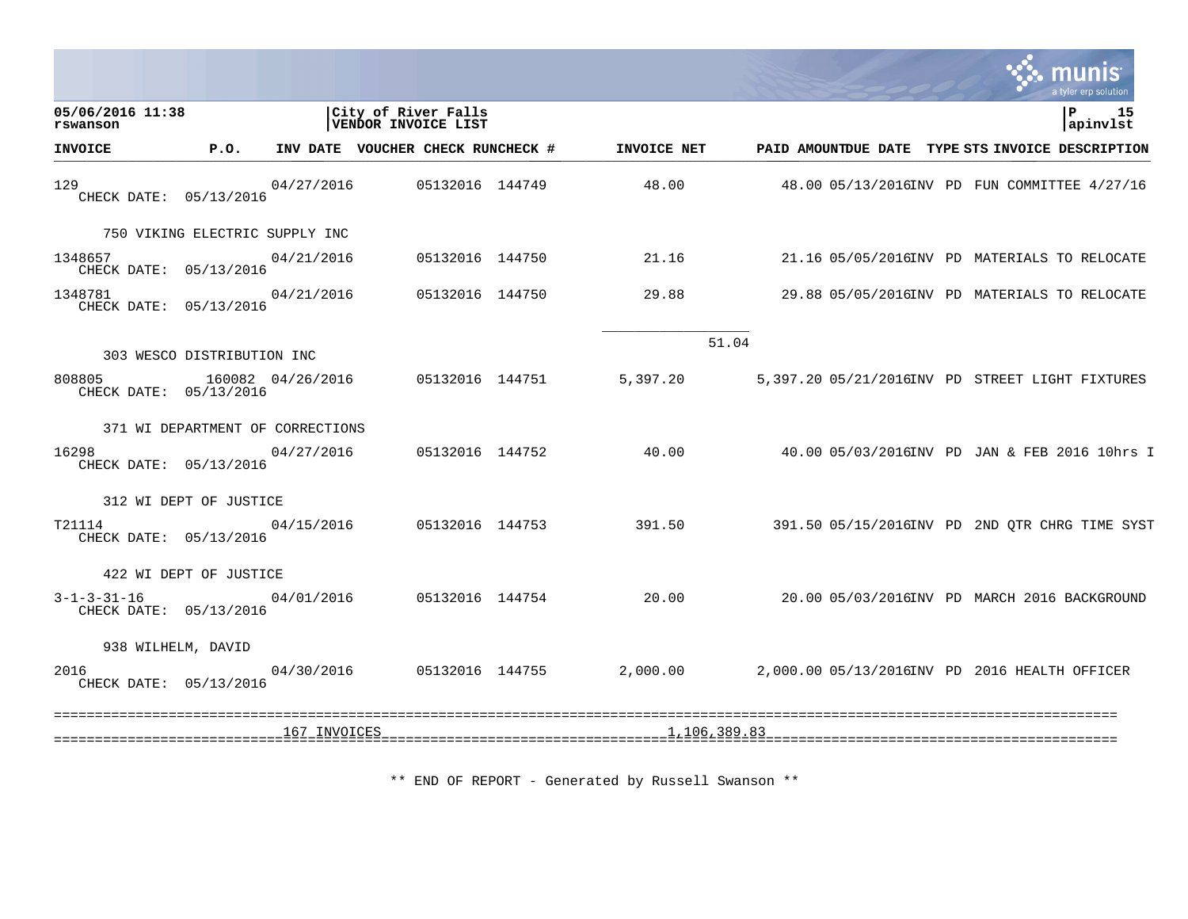**City of River Falls**
**VENDOR INVOICE LIST**

05/06/2016 11:38
rswanson

apinvlst

| INVOICE | P.O. | INV DATE | VOUCHER | CHECK RUN | CHECK # | INVOICE NET | PAID AMOUNT | DUE DATE | TYPE | STS | INVOICE DESCRIPTION |
|---|---|---|---|---|---|---|---|---|---|---|---|
| 129 CHECK DATE: 05/13/2016 | | 04/27/2016 | | 05132016 | 144749 | 48.00 | 48.00 | 05/13/2016 | INV | PD | FUN COMMITTEE 4/27/16 |
| **750 VIKING ELECTRIC SUPPLY INC** | | | | | | | | | | | |
| 1348657 CHECK DATE: 05/13/2016 | | 04/21/2016 | | 05132016 | 144750 | 21.16 | 21.16 | 05/05/2016 | INV | PD | MATERIALS TO RELOCATE |
| 1348781 CHECK DATE: 05/13/2016 | | 04/21/2016 | | 05132016 | 144750 | 29.88 | 29.88 | 05/05/2016 | INV | PD | MATERIALS TO RELOCATE |
| | | | | | | 51.04 | | | | | |
| **303 WESCO DISTRIBUTION INC** | | | | | | | | | | | |
| 808805 CHECK DATE: 05/13/2016 | 160082 | 04/26/2016 | | 05132016 | 144751 | 5,397.20 | 5,397.20 | 05/21/2016 | INV | PD | STREET LIGHT FIXTURES |
| **371 WI DEPARTMENT OF CORRECTIONS** | | | | | | | | | | | |
| 16298 CHECK DATE: 05/13/2016 | | 04/27/2016 | | 05132016 | 144752 | 40.00 | 40.00 | 05/03/2016 | INV | PD | JAN & FEB 2016 10hrs I |
| **312 WI DEPT OF JUSTICE** | | | | | | | | | | | |
| T21114 CHECK DATE: 05/13/2016 | | 04/15/2016 | | 05132016 | 144753 | 391.50 | 391.50 | 05/15/2016 | INV | PD | 2ND QTR CHRG TIME SYST |
| **422 WI DEPT OF JUSTICE** | | | | | | | | | | | |
| 3-1-3-31-16 CHECK DATE: 05/13/2016 | | 04/01/2016 | | 05132016 | 144754 | 20.00 | 20.00 | 05/03/2016 | INV | PD | MARCH 2016 BACKGROUND |
| **938 WILHELM, DAVID** | | | | | | | | | | | |
| 2016 CHECK DATE: 05/13/2016 | | 04/30/2016 | | 05132016 | 144755 | 2,000.00 | 2,000.00 | 05/13/2016 | INV | PD | 2016 HEALTH OFFICER |
| | | 167 INVOICES | | | | 1,106,389.83 | | | | | |

\*\* END OF REPORT - Generated by Russell Swanson \*\*